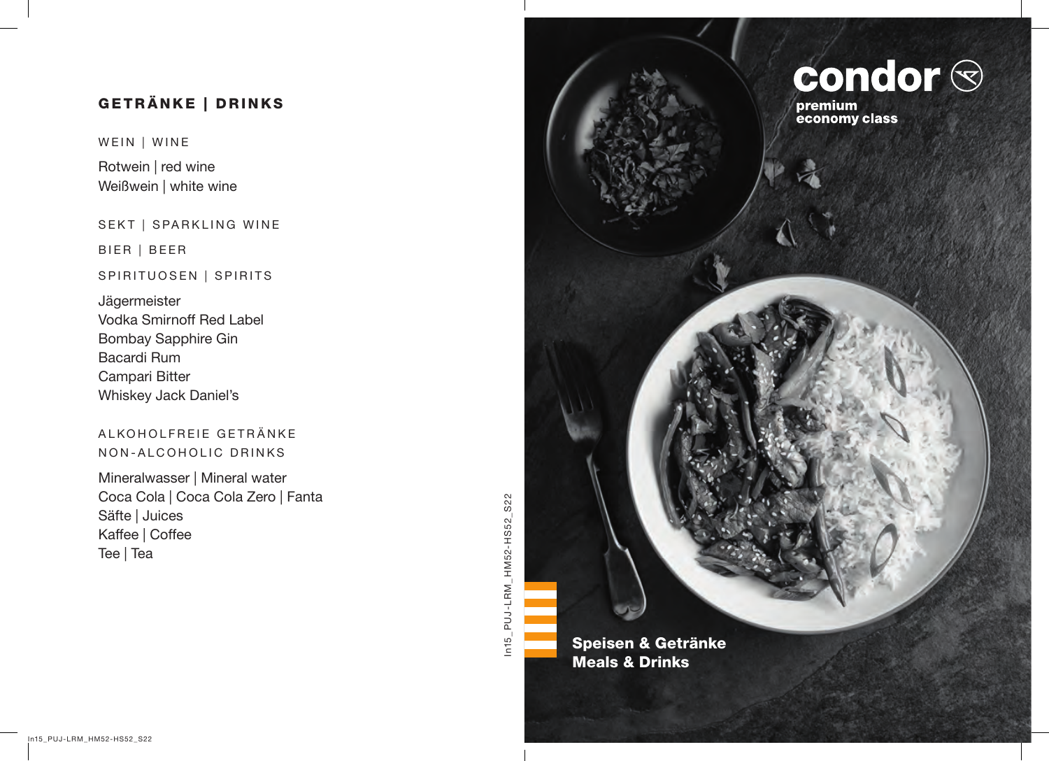## GETRÄNKE | DRINKS

WEIN | WINE

Rotwein | red wine
Weißwein | white wine

SEKT | SPARKLING WINE

BIER | BEER

SPIRITUOSEN | SPIRITS

Jägermeister
Vodka Smirnoff Red Label
Bombay Sapphire Gin
Bacardi Rum
Campari Bitter
Whiskey Jack Daniel's

ALKOHOLFREIE GETRÄNKE
NON-ALCOHOLIC DRINKS

Mineralwasser | Mineral water
Coca Cola | Coca Cola Zero | Fanta
Säfte | Juices
Kaffee | Coffee
Tee | Tea

# condor

**premium economy class**

**Speisen & Getränke**
**Meals & Drinks**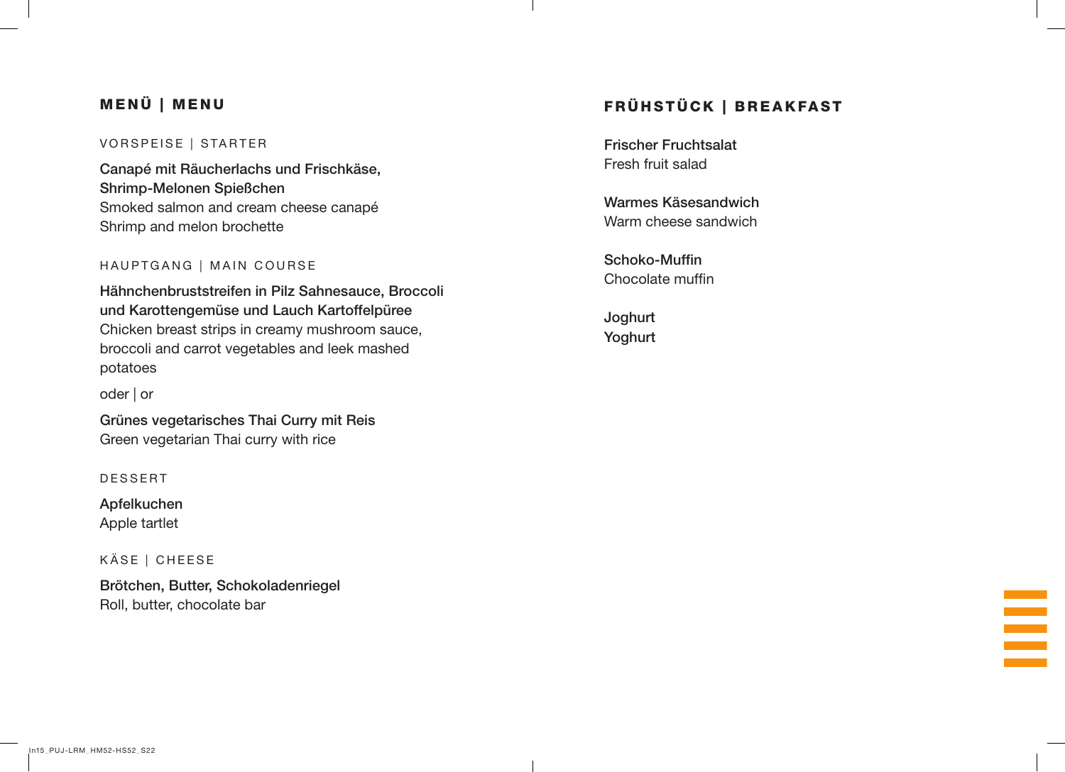## MENÜ | MENU

### VORSPEISE | STARTER

**Canapé mit Räucherlachs und Frischkäse,**
**Shrimp-Melonen Spießchen**
Smoked salmon and cream cheese canapé
Shrimp and melon brochette

### HAUPTGANG | MAIN COURSE

**Hähnchenbruststreifen in Pilz Sahnesauce, Broccoli und Karottengemüse und Lauch Kartoffelpüree**
Chicken breast strips in creamy mushroom sauce, broccoli and carrot vegetables and leek mashed potatoes

oder | or

**Grünes vegetarisches Thai Curry mit Reis**
Green vegetarian Thai curry with rice

### DESSERT

**Apfelkuchen**
Apple tartlet

### KÄSE | CHEESE

**Brötchen, Butter, Schokoladenriegel**
Roll, butter, chocolate bar

## FRÜHSTÜCK | BREAKFAST

**Frischer Fruchtsalat**
Fresh fruit salad

**Warmes Käsesandwich**
Warm cheese sandwich

**Schoko-Muffin**
Chocolate muffin

**Joghurt**
**Yoghurt**